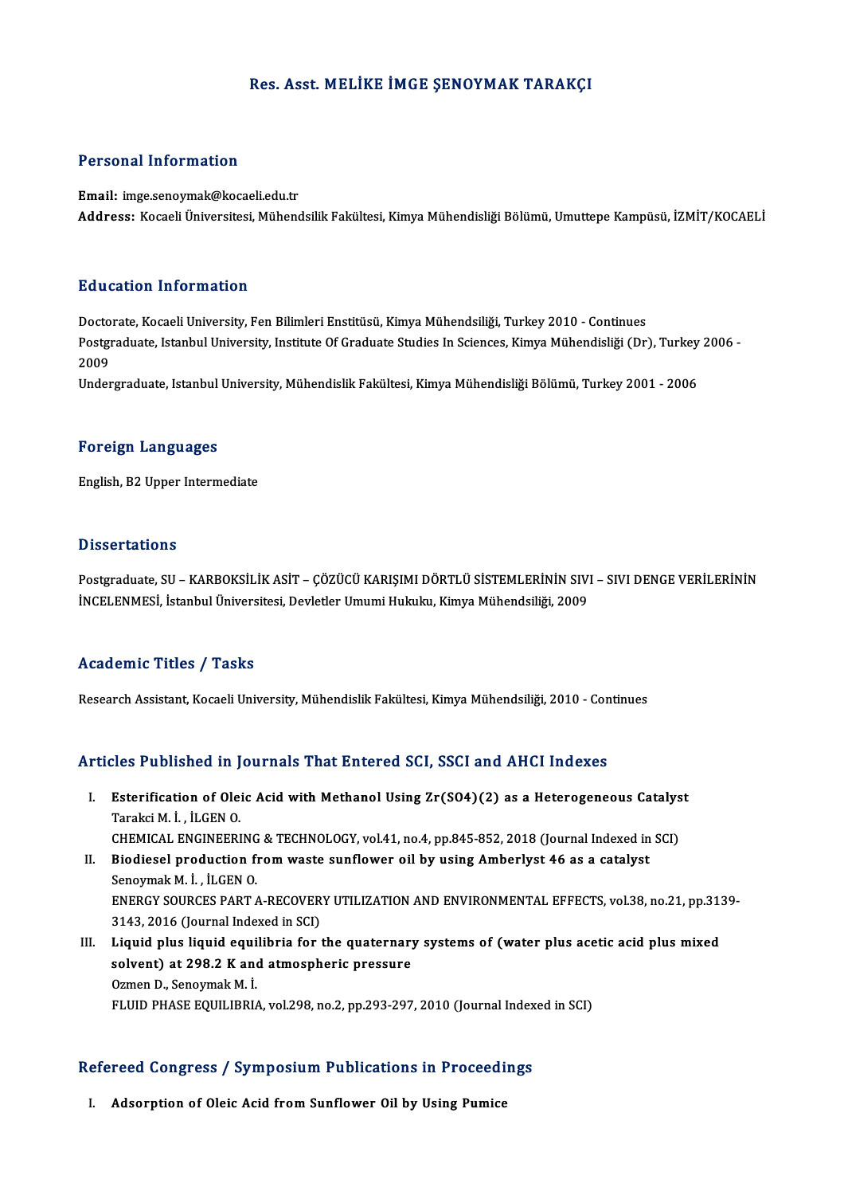# Res. Asst. MELİKE İMGE ŞENOYMAK TARAKÇI

## Personal Information

**Email:** imge.senoymak@kocaeli.edu.tr
**Address:** Kocaeli Üniversitesi, Mühendsilik Fakültesi, Kimya Mühendisliği Bölümü, Umuttepe Kampüsü, İZMİT/KOCAELİ

## Education Information

Doctorate, Kocaeli University, Fen Bilimleri Enstitüsü, Kimya Mühendsiliği, Turkey 2010 - Continues
Postgraduate, Istanbul University, Institute Of Graduate Studies In Sciences, Kimya Mühendisliği (Dr), Turkey 2006 - 2009
Undergraduate, Istanbul University, Mühendislik Fakültesi, Kimya Mühendisliği Bölümü, Turkey 2001 - 2006

## Foreign Languages

English, B2 Upper Intermediate

## Dissertations

Postgraduate, SU – KARBOKSİLİK ASİT – ÇÖZÜCÜ KARIŞIMI DÖRTLÜ SİSTEMLERİNİN SIVI – SIVI DENGE VERİLERİNİN İNCELENMESİ, İstanbul Üniversitesi, Devletler Umumi Hukuku, Kimya Mühendsiliği, 2009

## Academic Titles / Tasks

Research Assistant, Kocaeli University, Mühendislik Fakültesi, Kimya Mühendsiliği, 2010 - Continues

## Articles Published in Journals That Entered SCI, SSCI and AHCI Indexes

I. **Esterification of Oleic Acid with Methanol Using Zr(SO4)(2) as a Heterogeneous Catalyst**
   Tarakci M. İ. , İLGEN O.
   CHEMICAL ENGINEERING & TECHNOLOGY, vol.41, no.4, pp.845-852, 2018 (Journal Indexed in SCI)
II. **Biodiesel production from waste sunflower oil by using Amberlyst 46 as a catalyst**
   Senoymak M. İ. , İLGEN O.
   ENERGY SOURCES PART A-RECOVERY UTILIZATION AND ENVIRONMENTAL EFFECTS, vol.38, no.21, pp.3139-3143, 2016 (Journal Indexed in SCI)
III. **Liquid plus liquid equilibria for the quaternary systems of (water plus acetic acid plus mixed solvent) at 298.2 K and atmospheric pressure**
   Ozmen D., Senoymak M. İ.
   FLUID PHASE EQUILIBRIA, vol.298, no.2, pp.293-297, 2010 (Journal Indexed in SCI)

## Refereed Congress / Symposium Publications in Proceedings

I. **Adsorption of Oleic Acid from Sunflower Oil by Using Pumice**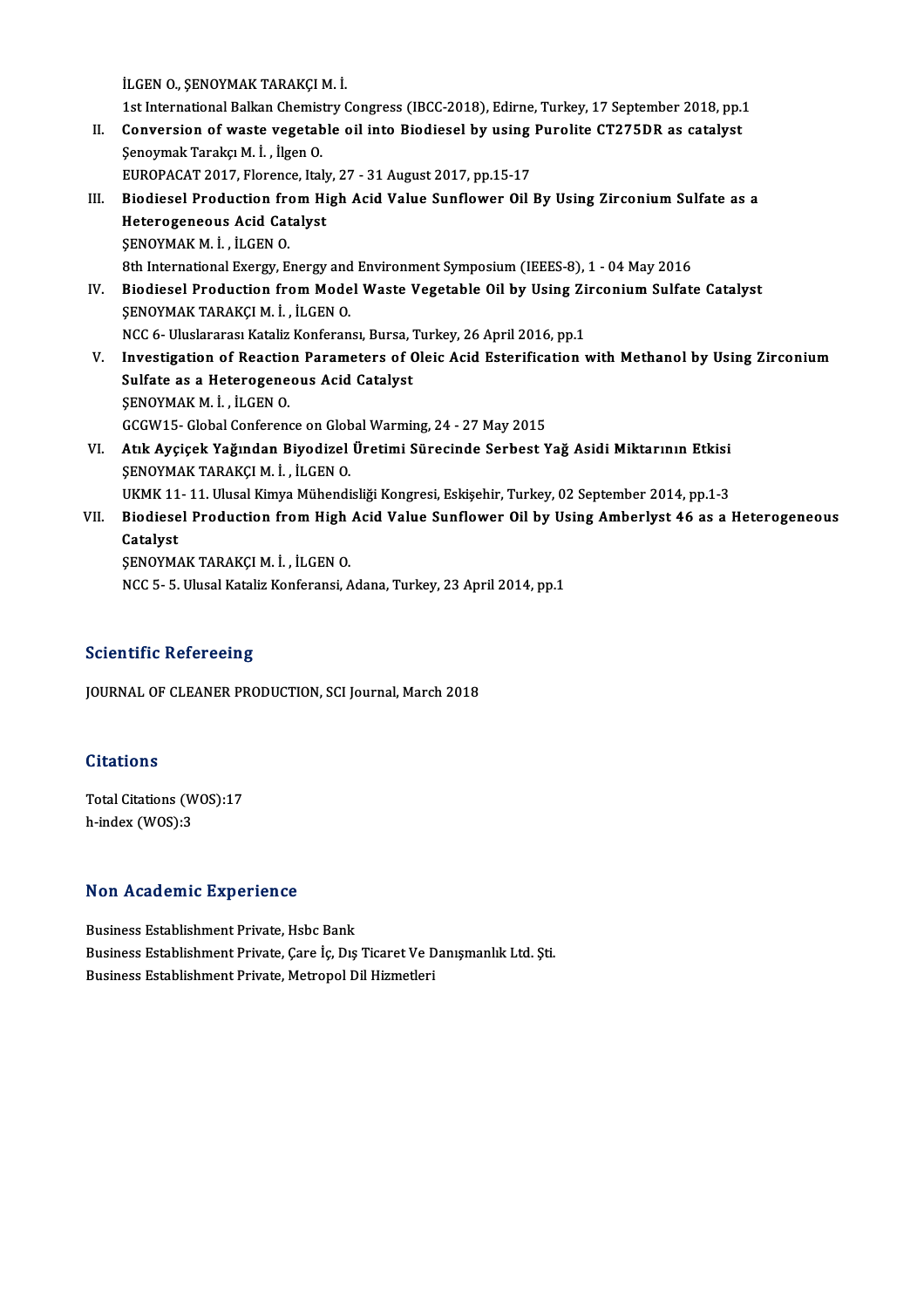İLGEN O., ŞENOYMAK TARAKÇI M. İ.
1st International Balkan Chemistry Congress (IBCC-2018), Edirne, Turkey, 17 September 2018, pp.1

II. **Conversion of waste vegetable oil into Biodiesel by using Purolite CT275DR as catalyst**
Şenoymak Tarakçı M. İ. , İlgen O.
EUROPACAT 2017, Florence, Italy, 27 - 31 August 2017, pp.15-17

III. **Biodiesel Production from High Acid Value Sunflower Oil By Using Zirconium Sulfate as a Heterogeneous Acid Catalyst**
ŞENOYMAK M. İ. , İLGEN O.
8th International Exergy, Energy and Environment Symposium (IEEES-8), 1 - 04 May 2016

IV. **Biodiesel Production from Model Waste Vegetable Oil by Using Zirconium Sulfate Catalyst**
ŞENOYMAK TARAKÇI M. İ. , İLGEN O.
NCC 6- Uluslararası Kataliz Konferansı, Bursa, Turkey, 26 April 2016, pp.1

V. **Investigation of Reaction Parameters of Oleic Acid Esterification with Methanol by Using Zirconium Sulfate as a Heterogeneous Acid Catalyst**
ŞENOYMAK M. İ. , İLGEN O.
GCGW15- Global Conference on Global Warming, 24 - 27 May 2015

VI. **Atık Ayçiçek Yağından Biyodizel Üretimi Sürecinde Serbest Yağ Asidi Miktarının Etkisi**
ŞENOYMAK TARAKÇI M. İ. , İLGEN O.
UKMK 11- 11. Ulusal Kimya Mühendisliği Kongresi, Eskişehir, Turkey, 02 September 2014, pp.1-3

VII. **Biodiesel Production from High Acid Value Sunflower Oil by Using Amberlyst 46 as a Heterogeneous Catalyst**
ŞENOYMAK TARAKÇI M. İ. , İLGEN O.
NCC 5- 5. Ulusal Kataliz Konferansi, Adana, Turkey, 23 April 2014, pp.1

## Scientific Refereeing

JOURNAL OF CLEANER PRODUCTION, SCI Journal, March 2018

## Citations

Total Citations (WOS):17
h-index (WOS):3

## Non Academic Experience

Business Establishment Private, Hsbc Bank
Business Establishment Private, Çare İç, Dış Ticaret Ve Danışmanlık Ltd. Şti.
Business Establishment Private, Metropol Dil Hizmetleri